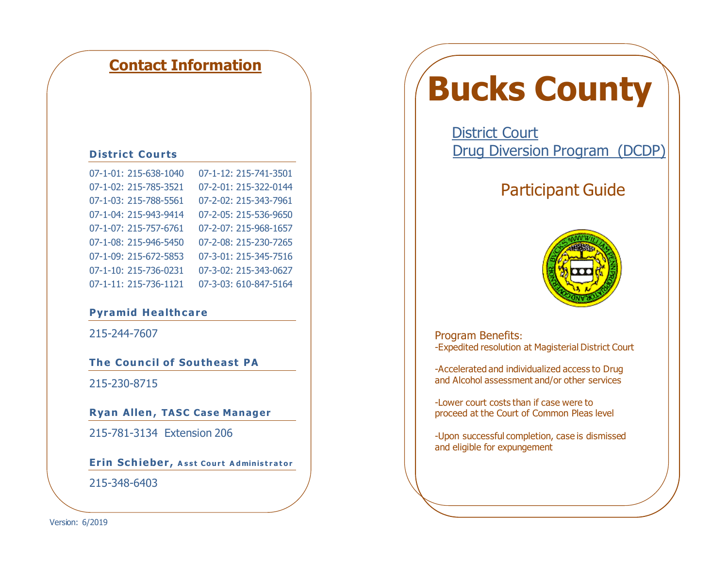## Contact Information

### District Courts

| | |
|---|---|
| 07-1-01: 215-638-1040 | 07-1-12: 215-741-3501 |
| 07-1-02: 215-785-3521 | 07-2-01: 215-322-0144 |
| 07-1-03: 215-788-5561 | 07-2-02: 215-343-7961 |
| 07-1-04: 215-943-9414 | 07-2-05: 215-536-9650 |
| 07-1-07: 215-757-6761 | 07-2-07: 215-968-1657 |
| 07-1-08: 215-946-5450 | 07-2-08: 215-230-7265 |
| 07-1-09: 215-672-5853 | 07-3-01: 215-345-7516 |
| 07-1-10: 215-736-0231 | 07-3-02: 215-343-0627 |
| 07-1-11: 215-736-1121 | 07-3-03: 610-847-5164 |

### Pyramid Healthcare

215-244-7607

### The Council of Southeast PA

215-230-8715

### Ryan Allen, TASC Case Manager

215-781-3134 Extension 206

### Erin Schieber, Asst Court Administrator

215-348-6403

Version: 6/2019

# Bucks County

District Court
Drug Diversion Program (DCDP)

## Participant Guide

Program Benefits:

-Expedited resolution at Magisterial District Court

-Accelerated and individualized access to Drug and Alcohol assessment and/or other services

-Lower court costs than if case were to proceed at the Court of Common Pleas level

-Upon successful completion, case is dismissed and eligible for expungement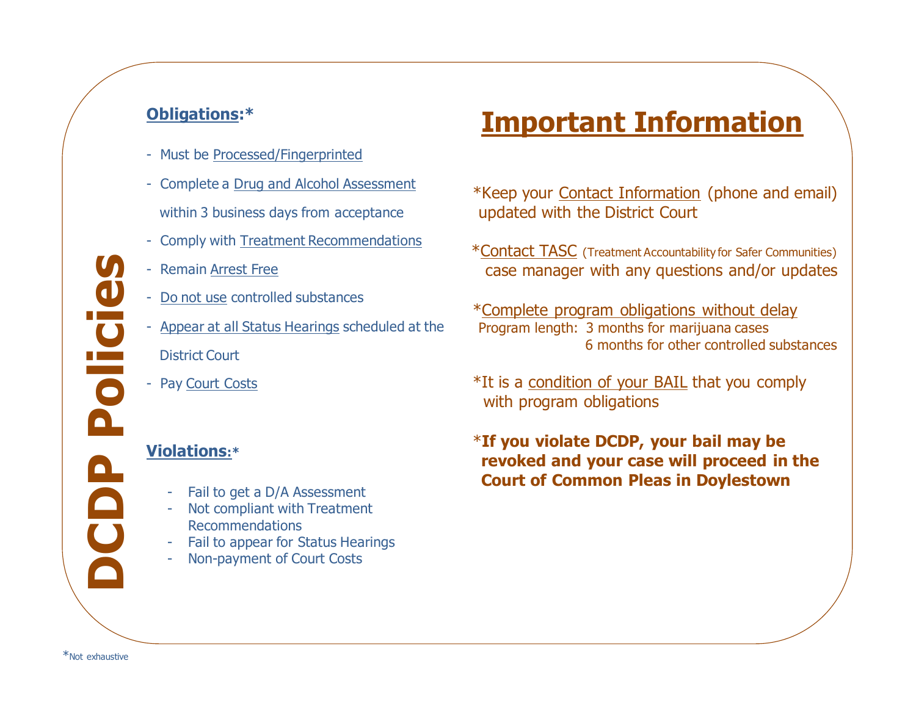# DCDP Policies

## Obligations:*

- Must be Processed/Fingerprinted
- Complete a Drug and Alcohol Assessment within 3 business days from acceptance
- Comply with Treatment Recommendations
- Remain Arrest Free
- Do not use controlled substances
- Appear at all Status Hearings scheduled at the District Court
- Pay Court Costs

## Violations:*

- Fail to get a D/A Assessment
- Not compliant with Treatment Recommendations
- Fail to appear for Status Hearings
- Non-payment of Court Costs

## Important Information

*Keep your Contact Information (phone and email) updated with the District Court

*Contact TASC (Treatment Accountability for Safer Communities) case manager with any questions and/or updates

*Complete program obligations without delay
Program length: 3 months for marijuana cases
6 months for other controlled substances

*It is a condition of your BAIL that you comply with program obligations

***If you violate DCDP, your bail may be revoked and your case will proceed in the Court of Common Pleas in Doylestown**

*Not exhaustive